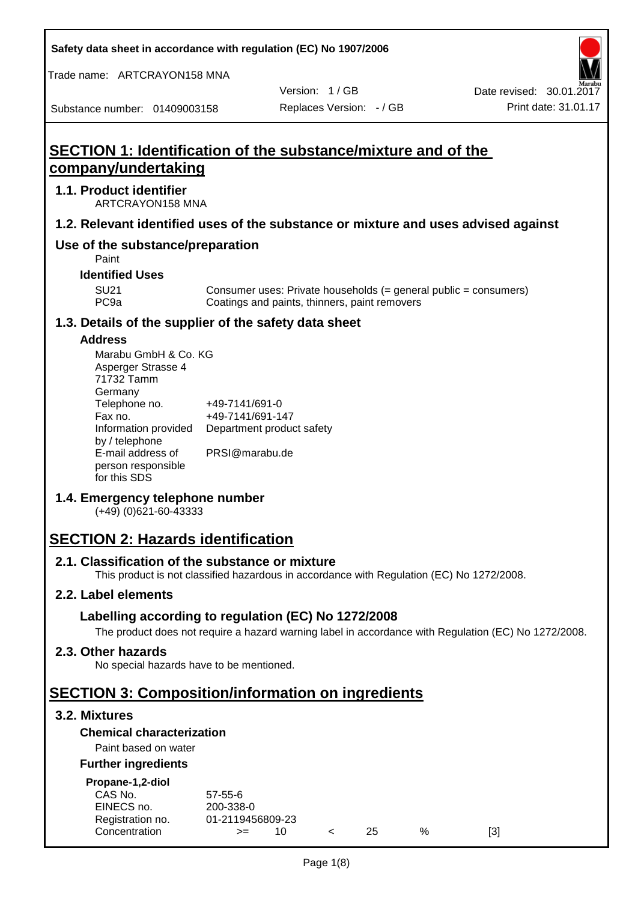Safety data sheet in accordance with regulation (EC) No 1907/2006

Trade name: ARTCRAYON158 MNA

Version: 1 / GB

Date revised: 30.01.2017

Substance number: 01409003158

Replaces Version: - / GB

Print date: 31.01.17

# SECTION 1: Identification of the substance/mixture and of the company/undertaking

## 1.1. Product identifier

ARTCRAYON158 MNA

## 1.2. Relevant identified uses of the substance or mixture and uses advised against

## Use of the substance/preparation

Paint

### Identified Uses

| | |
|---|---|
| SU21 | Consumer uses: Private households (= general public = consumers) |
| PC9a | Coatings and paints, thinners, paint removers |

## 1.3. Details of the supplier of the safety data sheet

### Address

Marabu GmbH & Co. KG
Asperger Strasse 4
71732 Tamm
Germany

| | |
|---|---|
| Telephone no. | +49-7141/691-0 |
| Fax no. | +49-7141/691-147 |
| Information provided by / telephone | Department product safety |
| E-mail address of person responsible for this SDS | PRSI@marabu.de |

## 1.4. Emergency telephone number

(+49) (0)621-60-43333

# SECTION 2: Hazards identification

## 2.1. Classification of the substance or mixture

This product is not classified hazardous in accordance with Regulation (EC) No 1272/2008.

## 2.2. Label elements

### Labelling according to regulation (EC) No 1272/2008

The product does not require a hazard warning label in accordance with Regulation (EC) No 1272/2008.

## 2.3. Other hazards

No special hazards have to be mentioned.

# SECTION 3: Composition/information on ingredients

## 3.2. Mixtures

### Chemical characterization

Paint based on water

### Further ingredients

**Propane-1,2-diol**

| | | | | | | |
|---|---|---|---|---|---|---|
| CAS No. | 57-55-6 | | | | | |
| EINECS no. | 200-338-0 | | | | | |
| Registration no. | 01-2119456809-23 | | | | | |
| Concentration | >= | 10 | < | 25 | % | [3] |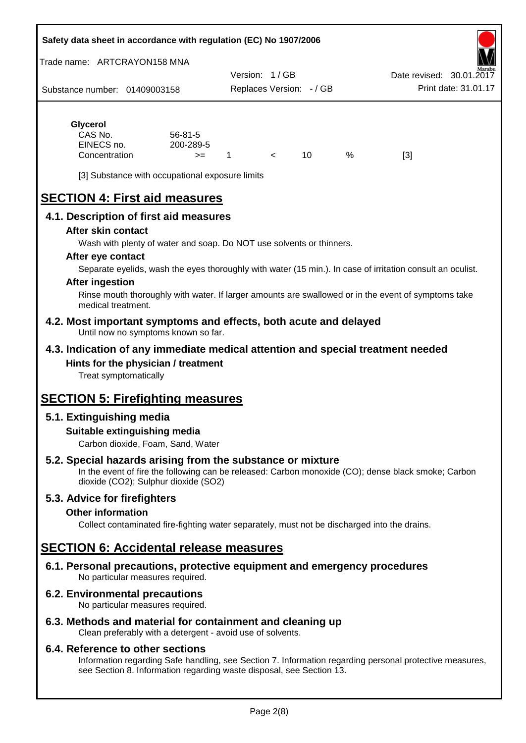**Glycerol**

| | | | | | | |
|---|---|---|---|---|---|---|
| CAS No. | 56-81-5 | | | | | |
| EINECS no. | 200-289-5 | | | | | |
| Concentration | >= | 1 | < | 10 | % | [3] |

[3] Substance with occupational exposure limits

# SECTION 4: First aid measures

## 4.1. Description of first aid measures

### After skin contact

Wash with plenty of water and soap. Do NOT use solvents or thinners.

### After eye contact

Separate eyelids, wash the eyes thoroughly with water (15 min.). In case of irritation consult an oculist.

### After ingestion

Rinse mouth thoroughly with water. If larger amounts are swallowed or in the event of symptoms take medical treatment.

## 4.2. Most important symptoms and effects, both acute and delayed

Until now no symptoms known so far.

## 4.3. Indication of any immediate medical attention and special treatment needed

### Hints for the physician / treatment

Treat symptomatically

# SECTION 5: Firefighting measures

## 5.1. Extinguishing media

### Suitable extinguishing media

Carbon dioxide, Foam, Sand, Water

## 5.2. Special hazards arising from the substance or mixture

In the event of fire the following can be released: Carbon monoxide (CO); dense black smoke; Carbon dioxide ($CO_2$); Sulphur dioxide ($SO_2$)

## 5.3. Advice for firefighters

### Other information

Collect contaminated fire-fighting water separately, must not be discharged into the drains.

# SECTION 6: Accidental release measures

## 6.1. Personal precautions, protective equipment and emergency procedures

No particular measures required.

## 6.2. Environmental precautions

No particular measures required.

## 6.3. Methods and material for containment and cleaning up

Clean preferably with a detergent - avoid use of solvents.

## 6.4. Reference to other sections

Information regarding Safe handling, see Section 7. Information regarding personal protective measures, see Section 8. Information regarding waste disposal, see Section 13.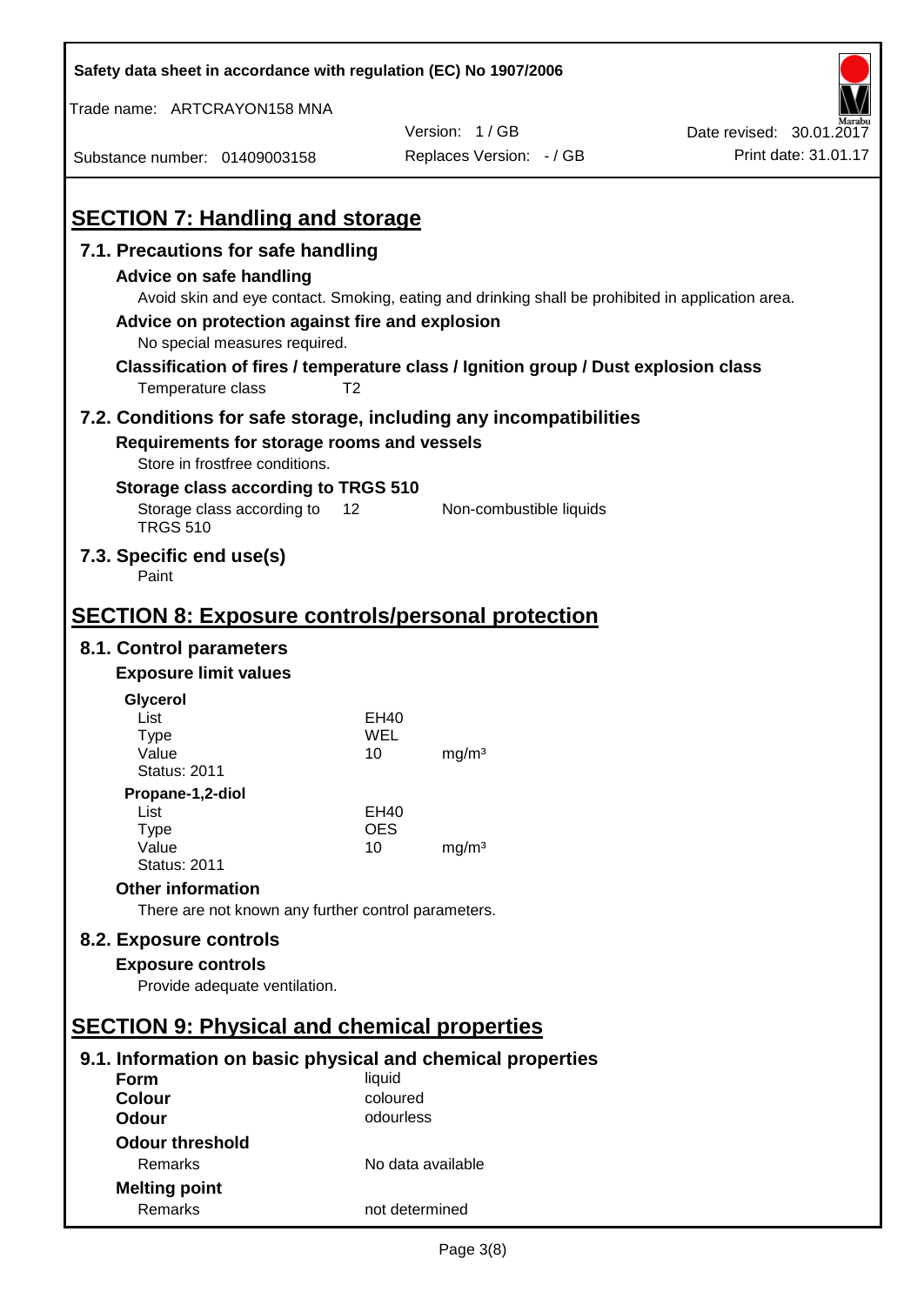## SECTION 7: Handling and storage

### 7.1. Precautions for safe handling

**Advice on safe handling**

Avoid skin and eye contact. Smoking, eating and drinking shall be prohibited in application area.

**Advice on protection against fire and explosion**

No special measures required.

**Classification of fires / temperature class / Ignition group / Dust explosion class**

| | |
|---|---|
| Temperature class | T2 |

### 7.2. Conditions for safe storage, including any incompatibilities

**Requirements for storage rooms and vessels**

Store in frostfree conditions.

**Storage class according to TRGS 510**

| | | |
|---|---|---|
| Storage class according to TRGS 510 | 12 | Non-combustible liquids |

### 7.3. Specific end use(s)

Paint

## SECTION 8: Exposure controls/personal protection

### 8.1. Control parameters

**Exposure limit values**

**Glycerol**

| | | |
|---|---|---|
| List | EH40 | |
| Type | WEL | |
| Value | 10 | mg/m³ |
| Status: 2011 | | |

**Propane-1,2-diol**

| | | |
|---|---|---|
| List | EH40 | |
| Type | OES | |
| Value | 10 | mg/m³ |
| Status: 2011 | | |

**Other information**

There are not known any further control parameters.

### 8.2. Exposure controls

**Exposure controls**

Provide adequate ventilation.

## SECTION 9: Physical and chemical properties

### 9.1. Information on basic physical and chemical properties

| | |
|---|---|
| **Form** | liquid |
| **Colour** | coloured |
| **Odour** | odourless |
| **Odour threshold** | |
| Remarks | No data available |
| **Melting point** | |
| Remarks | not determined |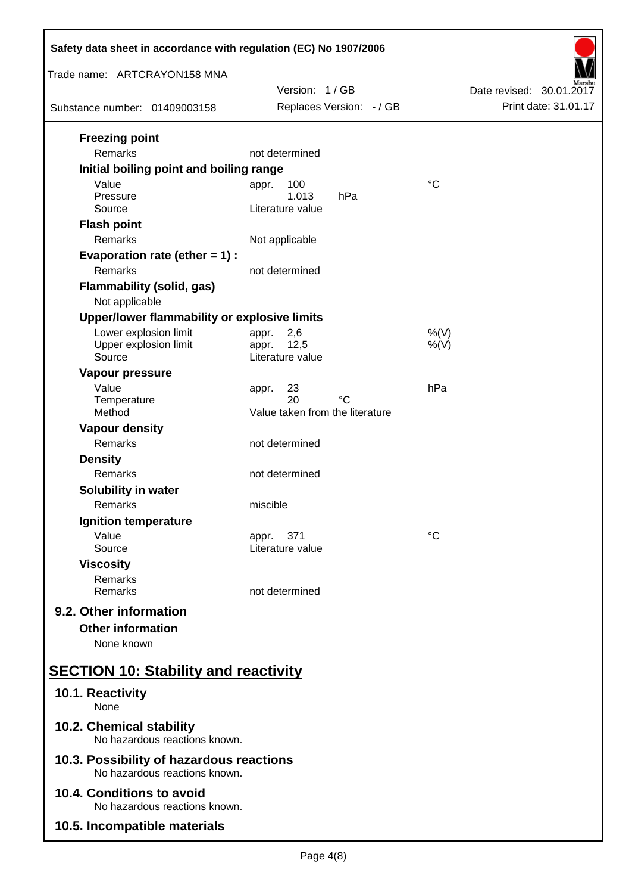**Freezing point**

| | | |
|---|---|---|
| Remarks | not determined | |

**Initial boiling point and boiling range**

| | | |
|---|---|---|
| Value | appr. 100 | °C |
| Pressure | 1.013 hPa | |
| Source | Literature value | |

**Flash point**

| | | |
|---|---|---|
| Remarks | Not applicable | |

**Evaporation rate (ether = 1) :**

| | | |
|---|---|---|
| Remarks | not determined | |

**Flammability (solid, gas)**

Not applicable

**Upper/lower flammability or explosive limits**

| | | |
|---|---|---|
| Lower explosion limit | appr. 2,6 | %(V) |
| Upper explosion limit | appr. 12,5 | %(V) |
| Source | Literature value | |

**Vapour pressure**

| | | |
|---|---|---|
| Value | appr. 23 | hPa |
| Temperature | 20 °C | |
| Method | Value taken from the literature | |

**Vapour density**

| | | |
|---|---|---|
| Remarks | not determined | |

**Density**

| | | |
|---|---|---|
| Remarks | not determined | |

**Solubility in water**

| | | |
|---|---|---|
| Remarks | miscible | |

**Ignition temperature**

| | | |
|---|---|---|
| Value | appr. 371 | °C |
| Source | Literature value | |

**Viscosity**

| | | |
|---|---|---|
| Remarks | | |
| Remarks | not determined | |

### 9.2. Other information

**Other information**

None known

## SECTION 10: Stability and reactivity

### 10.1. Reactivity

None

### 10.2. Chemical stability

No hazardous reactions known.

### 10.3. Possibility of hazardous reactions

No hazardous reactions known.

### 10.4. Conditions to avoid

No hazardous reactions known.

### 10.5. Incompatible materials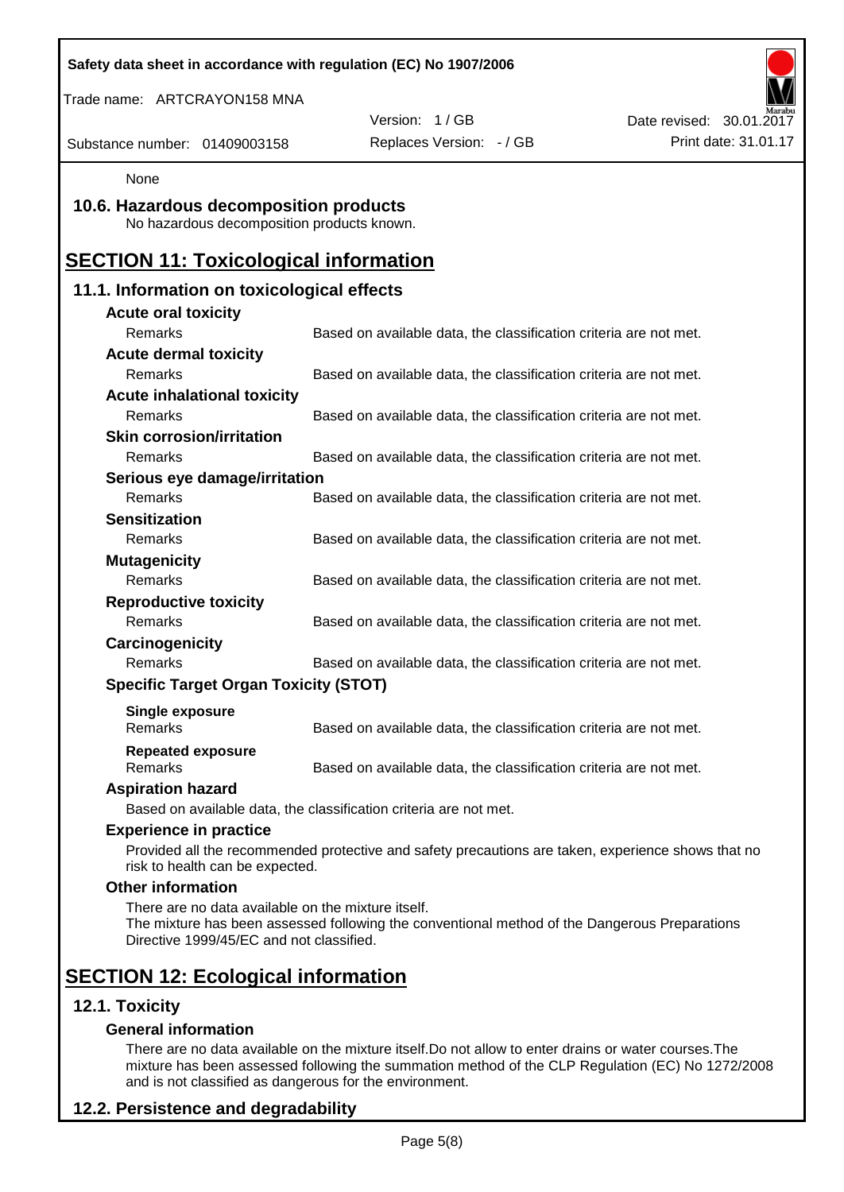None

## 10.6. Hazardous decomposition products

No hazardous decomposition products known.

# SECTION 11: Toxicological information

## 11.1. Information on toxicological effects

**Acute oral toxicity**

| | |
|---|---|
| Remarks | Based on available data, the classification criteria are not met. |

**Acute dermal toxicity**

| | |
|---|---|
| Remarks | Based on available data, the classification criteria are not met. |

**Acute inhalational toxicity**

| | |
|---|---|
| Remarks | Based on available data, the classification criteria are not met. |

**Skin corrosion/irritation**

| | |
|---|---|
| Remarks | Based on available data, the classification criteria are not met. |

**Serious eye damage/irritation**

| | |
|---|---|
| Remarks | Based on available data, the classification criteria are not met. |

**Sensitization**

| | |
|---|---|
| Remarks | Based on available data, the classification criteria are not met. |

**Mutagenicity**

| | |
|---|---|
| Remarks | Based on available data, the classification criteria are not met. |

**Reproductive toxicity**

| | |
|---|---|
| Remarks | Based on available data, the classification criteria are not met. |

**Carcinogenicity**

| | |
|---|---|
| Remarks | Based on available data, the classification criteria are not met. |

**Specific Target Organ Toxicity (STOT)**

**Single exposure**

| | |
|---|---|
| Remarks | Based on available data, the classification criteria are not met. |

**Repeated exposure**

| | |
|---|---|
| Remarks | Based on available data, the classification criteria are not met. |

**Aspiration hazard**

Based on available data, the classification criteria are not met.

**Experience in practice**

Provided all the recommended protective and safety precautions are taken, experience shows that no risk to health can be expected.

**Other information**

There are no data available on the mixture itself.
The mixture has been assessed following the conventional method of the Dangerous Preparations Directive 1999/45/EC and not classified.

# SECTION 12: Ecological information

## 12.1. Toxicity

**General information**

There are no data available on the mixture itself.Do not allow to enter drains or water courses.The mixture has been assessed following the summation method of the CLP Regulation (EC) No 1272/2008 and is not classified as dangerous for the environment.

## 12.2. Persistence and degradability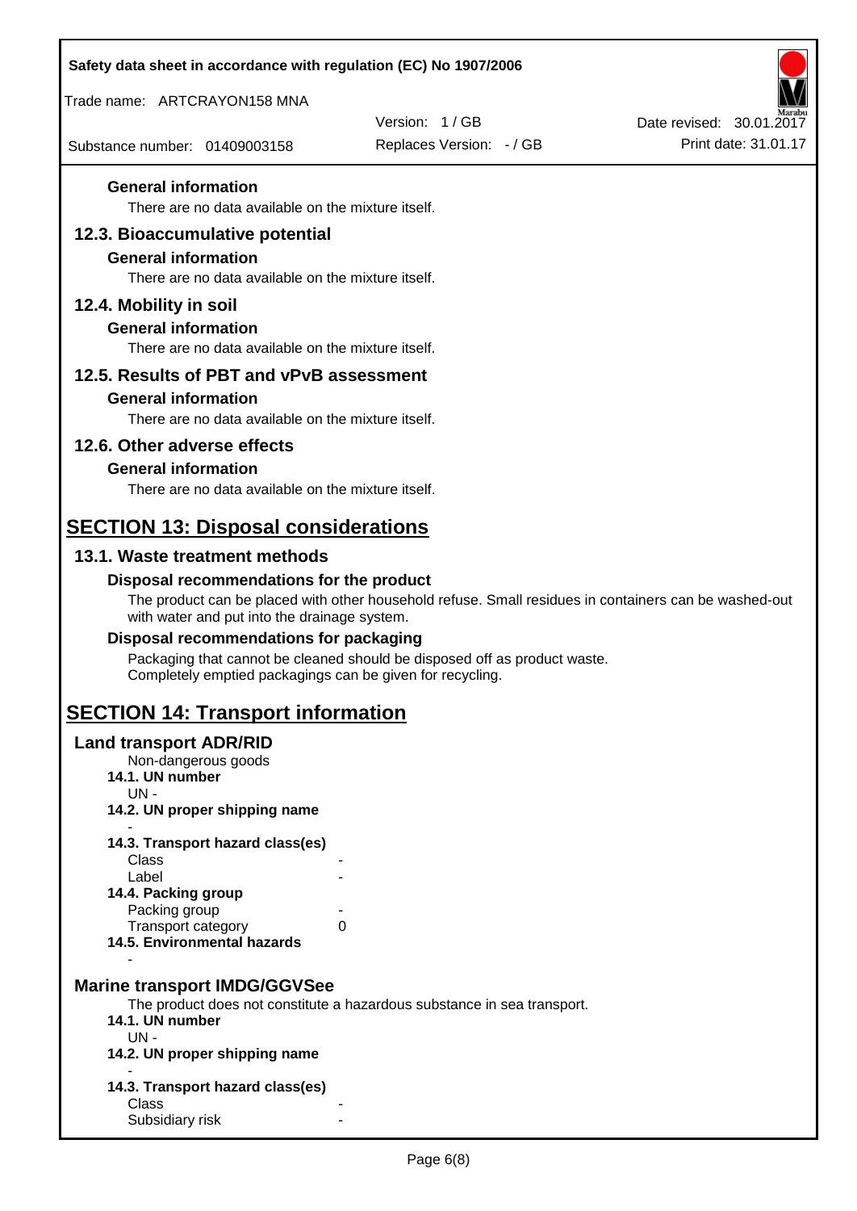### General information

There are no data available on the mixture itself.

## 12.3. Bioaccumulative potential

### General information

There are no data available on the mixture itself.

## 12.4. Mobility in soil

### General information

There are no data available on the mixture itself.

## 12.5. Results of PBT and vPvB assessment

### General information

There are no data available on the mixture itself.

## 12.6. Other adverse effects

### General information

There are no data available on the mixture itself.

# SECTION 13: Disposal considerations

## 13.1. Waste treatment methods

### Disposal recommendations for the product

The product can be placed with other household refuse. Small residues in containers can be washed-out with water and put into the drainage system.

### Disposal recommendations for packaging

Packaging that cannot be cleaned should be disposed off as product waste.
Completely emptied packagings can be given for recycling.

# SECTION 14: Transport information

## Land transport ADR/RID

Non-dangerous goods

**14.1. UN number**

UN -

**14.2. UN proper shipping name**

-

**14.3. Transport hazard class(es)**

| | |
|---|---|
| Class | - |
| Label | - |

**14.4. Packing group**

| | |
|---|---|
| Packing group | - |
| Transport category | 0 |

**14.5. Environmental hazards**

-

## Marine transport IMDG/GGVSee

The product does not constitute a hazardous substance in sea transport.

**14.1. UN number**

UN -

**14.2. UN proper shipping name**

-

**14.3. Transport hazard class(es)**

| | |
|---|---|
| Class | - |
| Subsidiary risk | - |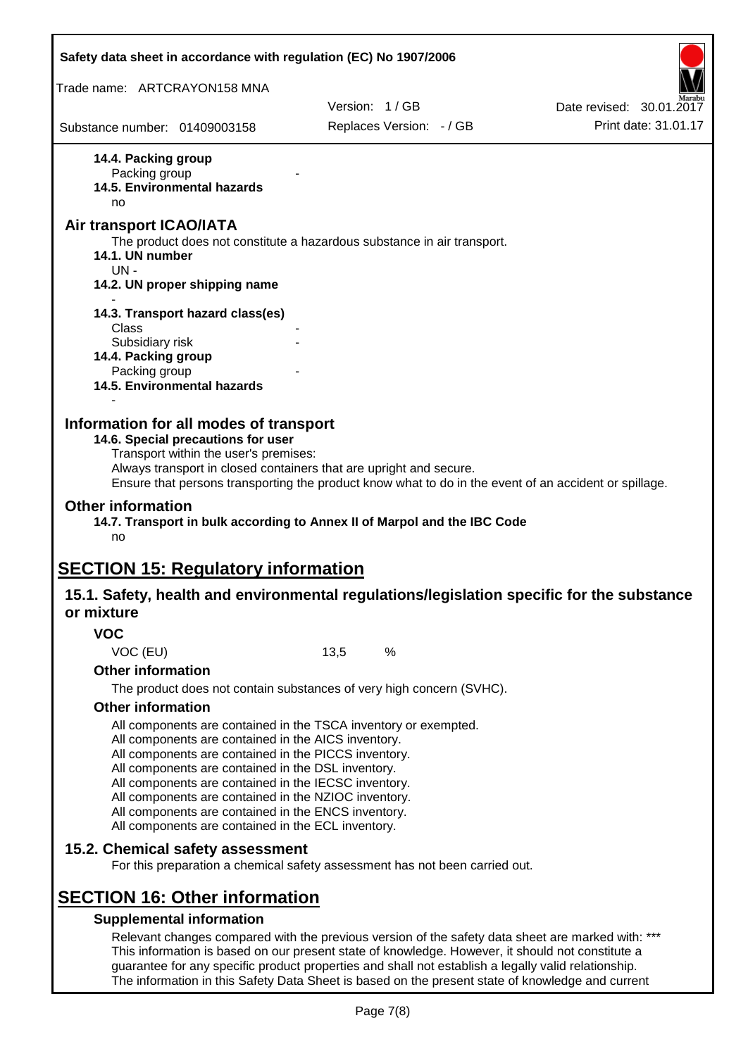**14.4. Packing group**

Packing group -

**14.5. Environmental hazards**

no

## Air transport ICAO/IATA

The product does not constitute a hazardous substance in air transport.

**14.1. UN number**

UN -

**14.2. UN proper shipping name**

-

**14.3. Transport hazard class(es)**

Class -

Subsidiary risk -

**14.4. Packing group**

Packing group -

**14.5. Environmental hazards**

-

## Information for all modes of transport

**14.6. Special precautions for user**

Transport within the user's premises:
Always transport in closed containers that are upright and secure.
Ensure that persons transporting the product know what to do in the event of an accident or spillage.

## Other information

**14.7. Transport in bulk according to Annex II of Marpol and the IBC Code**

no

# SECTION 15: Regulatory information

## 15.1. Safety, health and environmental regulations/legislation specific for the substance or mixture

### VOC

VOC (EU) 13,5 %

### Other information

The product does not contain substances of very high concern (SVHC).

### Other information

All components are contained in the TSCA inventory or exempted.
All components are contained in the AICS inventory.
All components are contained in the PICCS inventory.
All components are contained in the DSL inventory.
All components are contained in the IECSC inventory.
All components are contained in the NZIOC inventory.
All components are contained in the ENCS inventory.
All components are contained in the ECL inventory.

## 15.2. Chemical safety assessment

For this preparation a chemical safety assessment has not been carried out.

# SECTION 16: Other information

### Supplemental information

Relevant changes compared with the previous version of the safety data sheet are marked with: ***
This information is based on our present state of knowledge. However, it should not constitute a guarantee for any specific product properties and shall not establish a legally valid relationship.
The information in this Safety Data Sheet is based on the present state of knowledge and current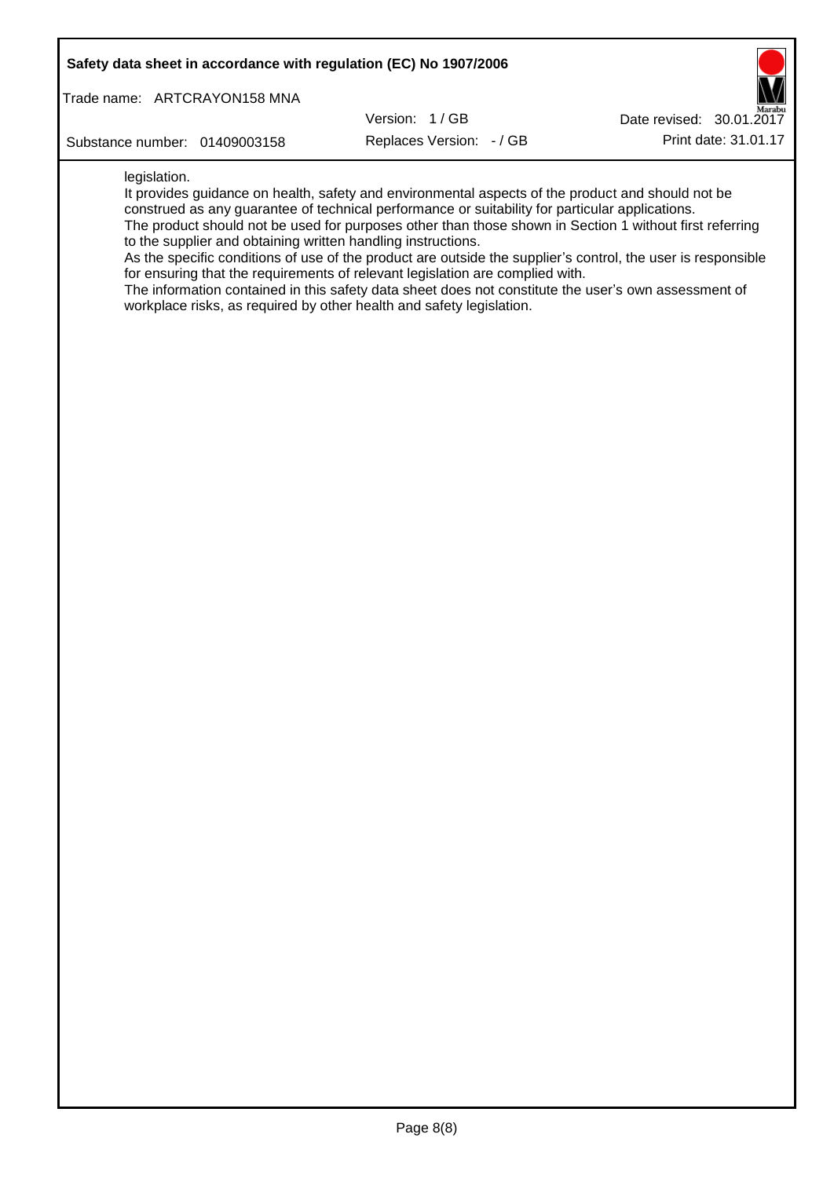legislation.

It provides guidance on health, safety and environmental aspects of the product and should not be construed as any guarantee of technical performance or suitability for particular applications.

The product should not be used for purposes other than those shown in Section 1 without first referring to the supplier and obtaining written handling instructions.

As the specific conditions of use of the product are outside the supplier's control, the user is responsible for ensuring that the requirements of relevant legislation are complied with.

The information contained in this safety data sheet does not constitute the user's own assessment of workplace risks, as required by other health and safety legislation.